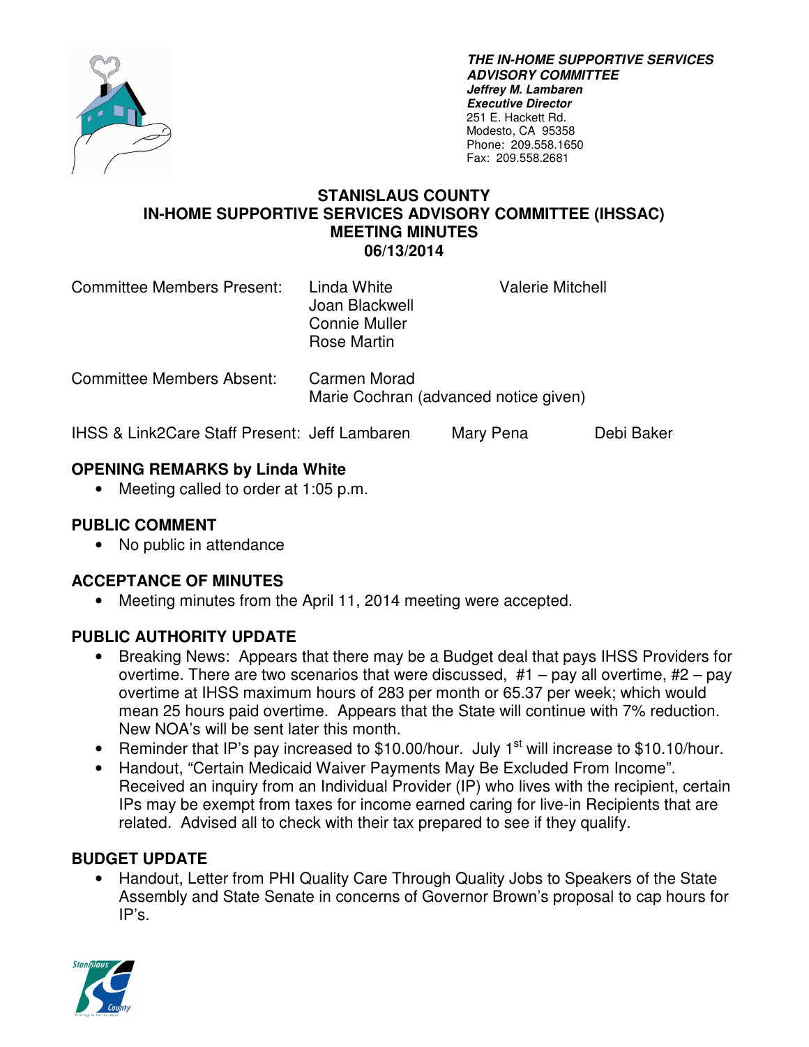***THE IN-HOME SUPPORTIVE SERVICES ADVISORY COMMITTEE***
***Jeffrey M. Lambaren***
***Executive Director***
251 E. Hackett Rd.
Modesto, CA 95358
Phone: 209.558.1650
Fax: 209.558.2681

# STANISLAUS COUNTY
# IN-HOME SUPPORTIVE SERVICES ADVISORY COMMITTEE (IHSSAC)
# MEETING MINUTES
# 06/13/2014

Committee Members Present: Linda White, Valerie Mitchell, Joan Blackwell, Connie Muller, Rose Martin

Committee Members Absent: Carmen Morad, Marie Cochran (advanced notice given)

IHSS & Link2Care Staff Present: Jeff Lambaren, Mary Pena, Debi Baker

## OPENING REMARKS by Linda White

- Meeting called to order at 1:05 p.m.

## PUBLIC COMMENT

- No public in attendance

## ACCEPTANCE OF MINUTES

- Meeting minutes from the April 11, 2014 meeting were accepted.

## PUBLIC AUTHORITY UPDATE

- Breaking News: Appears that there may be a Budget deal that pays IHSS Providers for overtime. There are two scenarios that were discussed, #1 – pay all overtime, #2 – pay overtime at IHSS maximum hours of 283 per month or 65.37 per week; which would mean 25 hours paid overtime. Appears that the State will continue with 7% reduction. New NOA's will be sent later this month.
- Reminder that IP's pay increased to $10.00/hour. July 1st will increase to $10.10/hour.
- Handout, "Certain Medicaid Waiver Payments May Be Excluded From Income". Received an inquiry from an Individual Provider (IP) who lives with the recipient, certain IPs may be exempt from taxes for income earned caring for live-in Recipients that are related. Advised all to check with their tax prepared to see if they qualify.

## BUDGET UPDATE

- Handout, Letter from PHI Quality Care Through Quality Jobs to Speakers of the State Assembly and State Senate in concerns of Governor Brown's proposal to cap hours for IP's.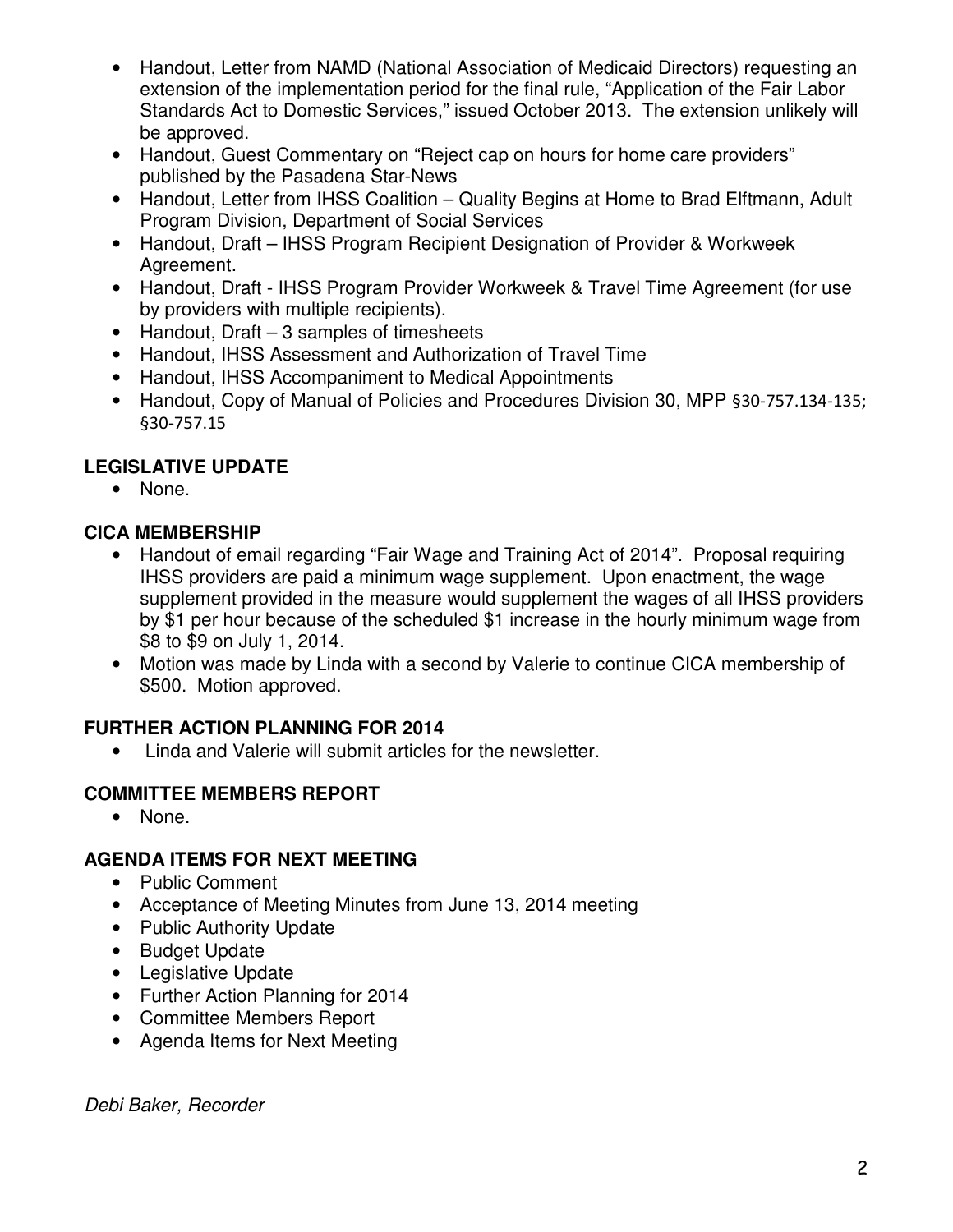- Handout, Letter from NAMD (National Association of Medicaid Directors) requesting an extension of the implementation period for the final rule, "Application of the Fair Labor Standards Act to Domestic Services," issued October 2013. The extension unlikely will be approved.
- Handout, Guest Commentary on "Reject cap on hours for home care providers" published by the Pasadena Star-News
- Handout, Letter from IHSS Coalition – Quality Begins at Home to Brad Elftmann, Adult Program Division, Department of Social Services
- Handout, Draft – IHSS Program Recipient Designation of Provider & Workweek Agreement.
- Handout, Draft - IHSS Program Provider Workweek & Travel Time Agreement (for use by providers with multiple recipients).
- Handout, Draft – 3 samples of timesheets
- Handout, IHSS Assessment and Authorization of Travel Time
- Handout, IHSS Accompaniment to Medical Appointments
- Handout, Copy of Manual of Policies and Procedures Division 30, MPP §30-757.134-135; §30-757.15

**LEGISLATIVE UPDATE**

- None.

**CICA MEMBERSHIP**

- Handout of email regarding "Fair Wage and Training Act of 2014". Proposal requiring IHSS providers are paid a minimum wage supplement. Upon enactment, the wage supplement provided in the measure would supplement the wages of all IHSS providers by $1 per hour because of the scheduled $1 increase in the hourly minimum wage from $8 to $9 on July 1, 2014.
- Motion was made by Linda with a second by Valerie to continue CICA membership of $500. Motion approved.

**FURTHER ACTION PLANNING FOR 2014**

- Linda and Valerie will submit articles for the newsletter.

**COMMITTEE MEMBERS REPORT**

- None.

**AGENDA ITEMS FOR NEXT MEETING**

- Public Comment
- Acceptance of Meeting Minutes from June 13, 2014 meeting
- Public Authority Update
- Budget Update
- Legislative Update
- Further Action Planning for 2014
- Committee Members Report
- Agenda Items for Next Meeting

*Debi Baker, Recorder*